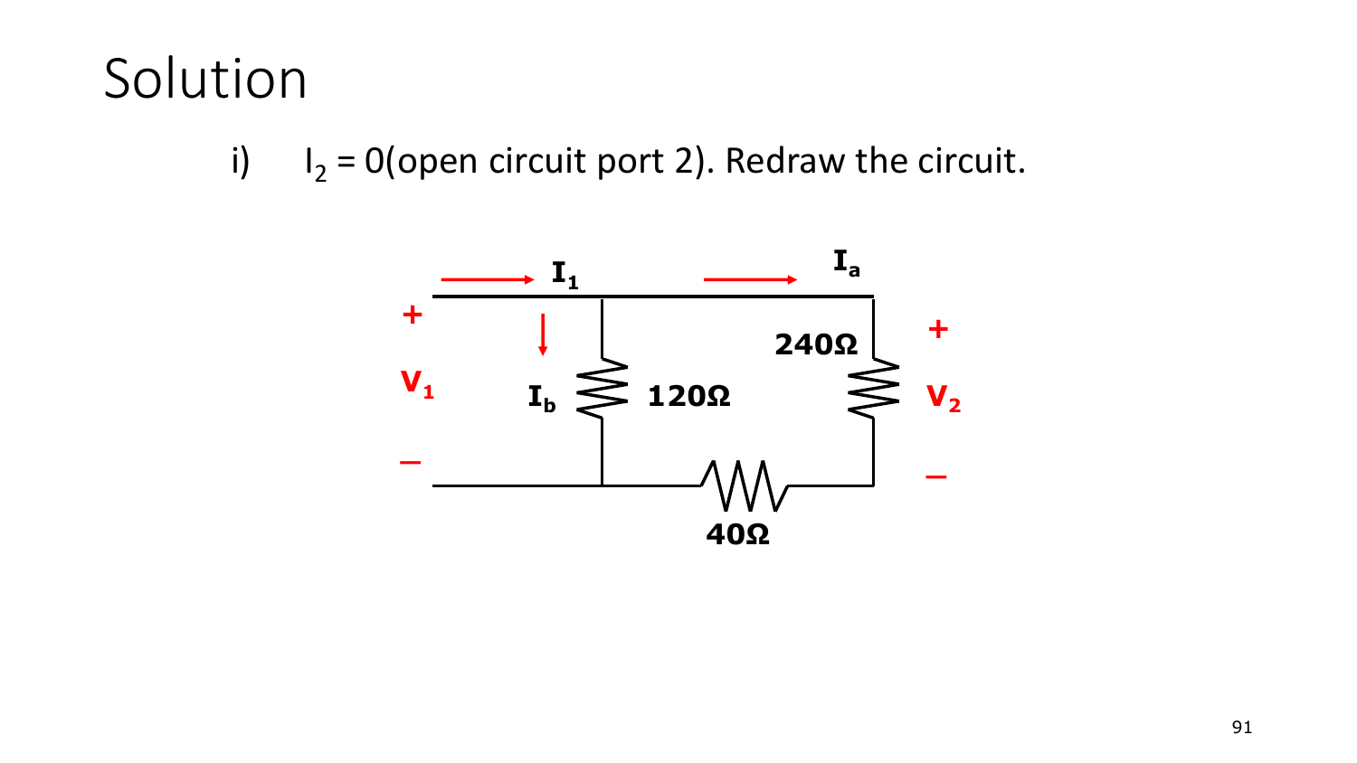# Solution

i) $I_2 = 0$(open circuit port 2). Redraw the circuit.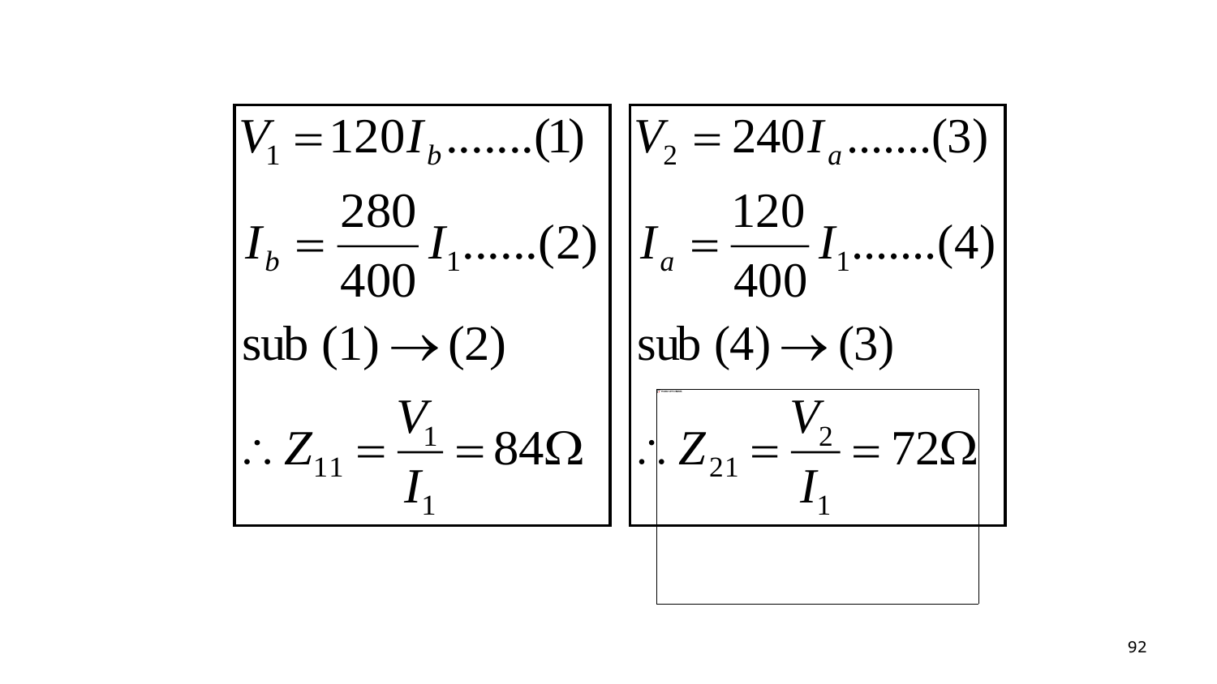$$V_1 = 120 I_b \text{.......(1)}$$

$$I_b = \frac{280}{400} I_1 \text{......(2)}$$

sub (1) $\rightarrow$ (2)

$$\therefore Z_{11} = \frac{V_1}{I_1} = 84\Omega$$

$$V_2 = 240 I_a \text{.......(3)}$$

$$I_a = \frac{120}{400} I_1 \text{.......(4)}$$

sub (4) $\rightarrow$ (3)

$$\therefore Z_{21} = \frac{V_2}{I_1} = 72\Omega$$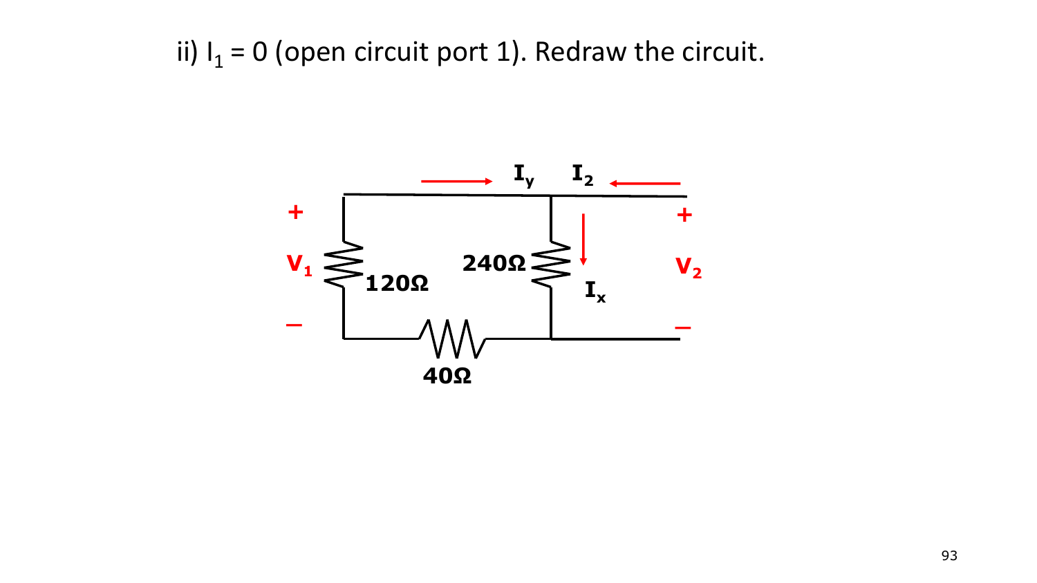ii) $I_1 = 0$ (open circuit port 1). Redraw the circuit.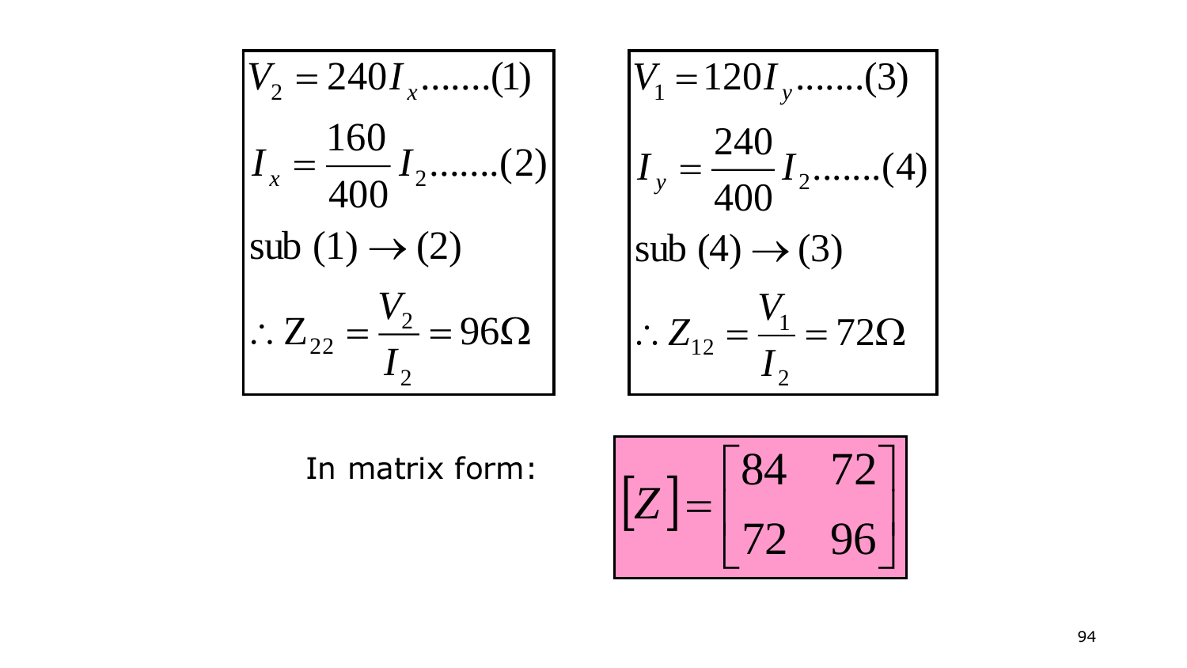$$V_2 = 240 I_x \text{.......(1)}$$

$$I_x = \frac{160}{400} I_2 \text{.......(2)}$$

$$\text{sub (1)} \rightarrow \text{(2)}$$

$$\therefore Z_{22} = \frac{V_2}{I_2} = 96\Omega$$

$$V_1 = 120 I_y \text{.......(3)}$$

$$I_y = \frac{240}{400} I_2 \text{.......(4)}$$

$$\text{sub (4)} \rightarrow \text{(3)}$$

$$\therefore Z_{12} = \frac{V_1}{I_2} = 72\Omega$$

In matrix form:

$$[Z] = \begin{bmatrix} 84 & 72 \\ 72 & 96 \end{bmatrix}$$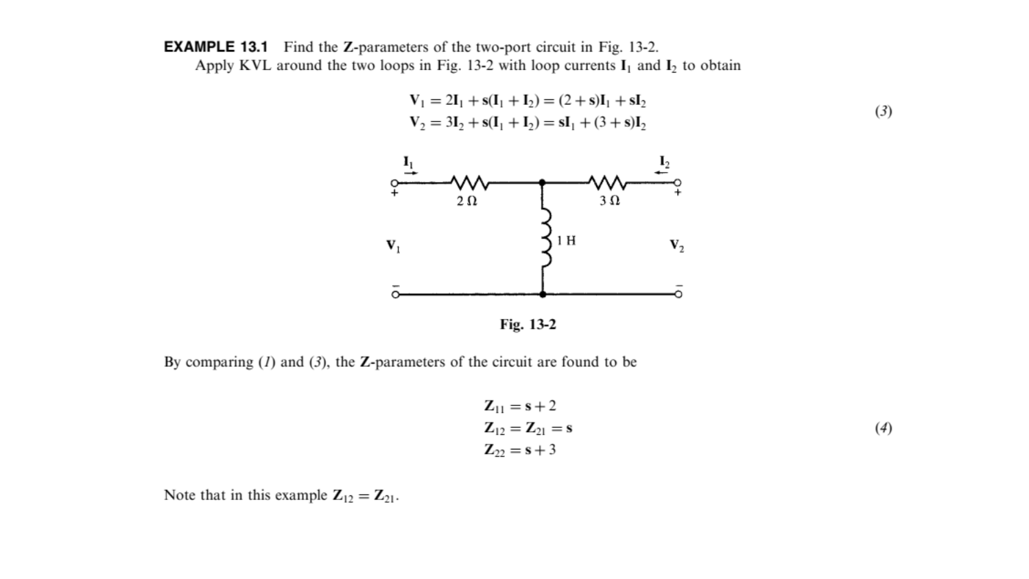**EXAMPLE 13.1** Find the **Z**-parameters of the two-port circuit in Fig. 13-2.

Apply KVL around the two loops in Fig. 13-2 with loop currents $\mathbf{I}_1$ and $\mathbf{I}_2$ to obtain

$$
\begin{aligned}
\mathbf{V}_1 &= 2\mathbf{I}_1 + \mathbf{s}(\mathbf{I}_1 + \mathbf{I}_2) = (2 + \mathbf{s})\mathbf{I}_1 + \mathbf{s}\mathbf{I}_2 \\
\mathbf{V}_2 &= 3\mathbf{I}_2 + \mathbf{s}(\mathbf{I}_1 + \mathbf{I}_2) = \mathbf{s}\mathbf{I}_1 + (3 + \mathbf{s})\mathbf{I}_2
\end{aligned}
\tag{3}
$$

Fig. 13-2

By comparing (*1*) and (*3*), the **Z**-parameters of the circuit are found to be

$$
\begin{aligned}
\mathbf{Z}_{11} &= \mathbf{s} + 2 \\
\mathbf{Z}_{12} &= \mathbf{Z}_{21} = \mathbf{s} \\
\mathbf{Z}_{22} &= \mathbf{s} + 3
\end{aligned}
\tag{4}
$$

Note that in this example $\mathbf{Z}_{12} = \mathbf{Z}_{21}$.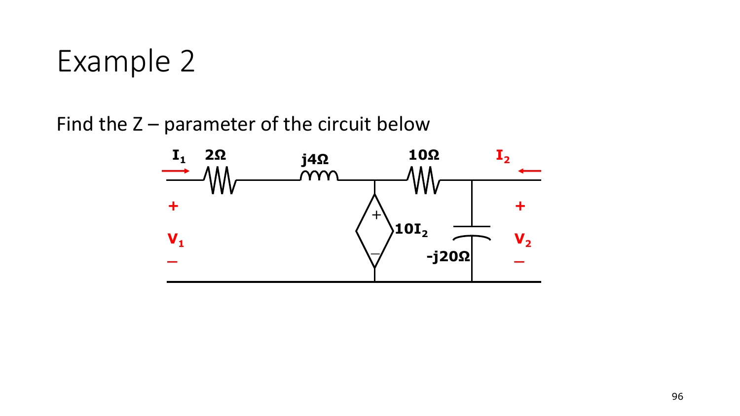# Example 2

Find the Z – parameter of the circuit below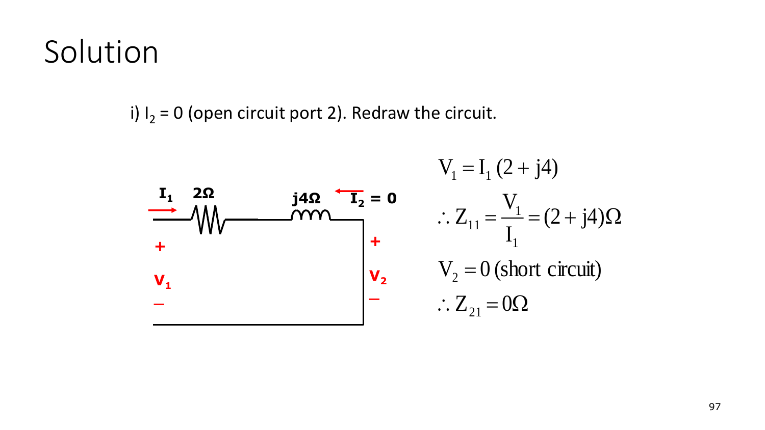# Solution

i) $I_2 = 0$ (open circuit port 2). Redraw the circuit.

$$V_1 = I_1 (2 + j4)$$

$$\therefore Z_{11} = \frac{V_1}{I_1} = (2 + j4)\Omega$$

$$V_2 = 0 \text{ (short circuit)}$$

$$\therefore Z_{21} = 0\Omega$$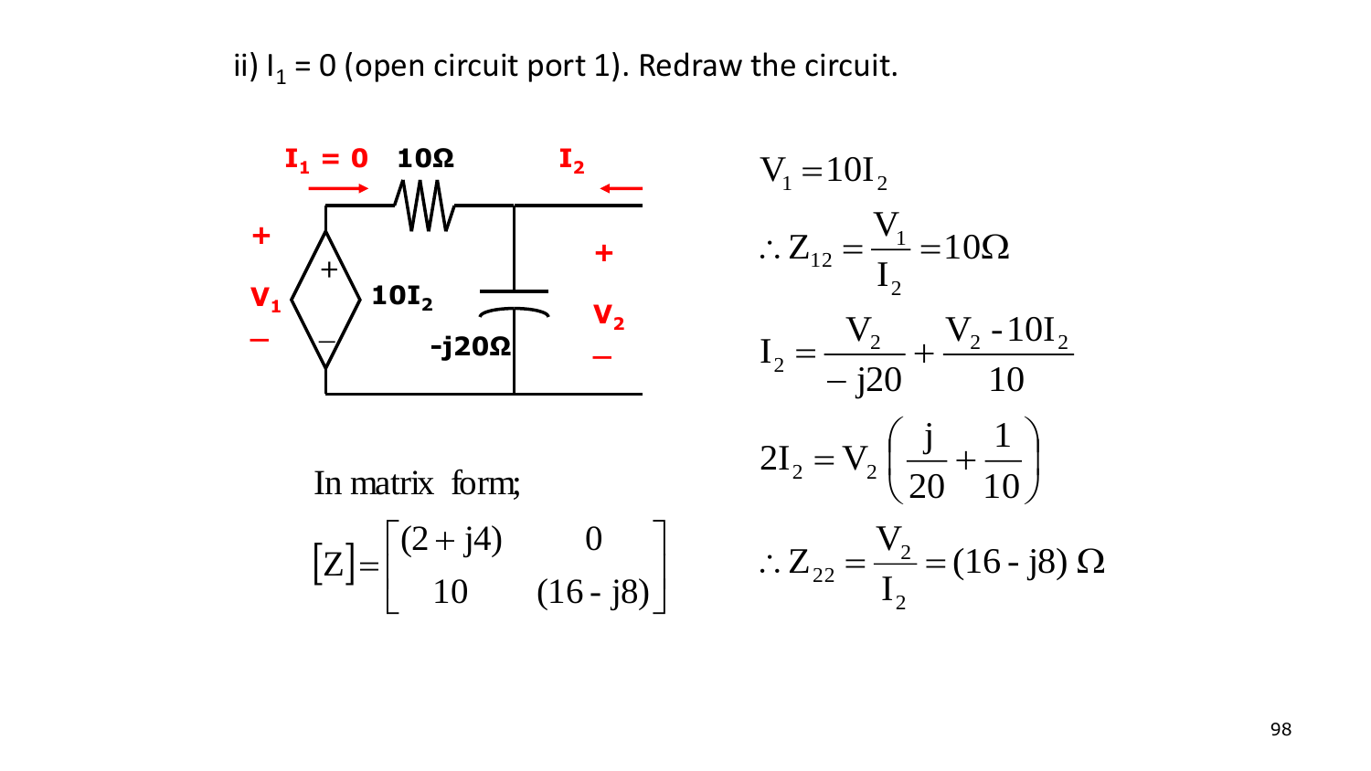ii) $I_1 = 0$ (open circuit port 1). Redraw the circuit.

$$V_1 = 10I_2$$

$$\therefore Z_{12} = \frac{V_1}{I_2} = 10\Omega$$

$$I_2 = \frac{V_2}{-j20} + \frac{V_2 - 10I_2}{10}$$

$$2I_2 = V_2\left(\frac{j}{20} + \frac{1}{10}\right)$$

$$\therefore Z_{22} = \frac{V_2}{I_2} = (16 - j8)\ \Omega$$

In matrix form;

$$[Z] = \begin{bmatrix} (2 + j4) & 0 \\ 10 & (16 - j8) \end{bmatrix}$$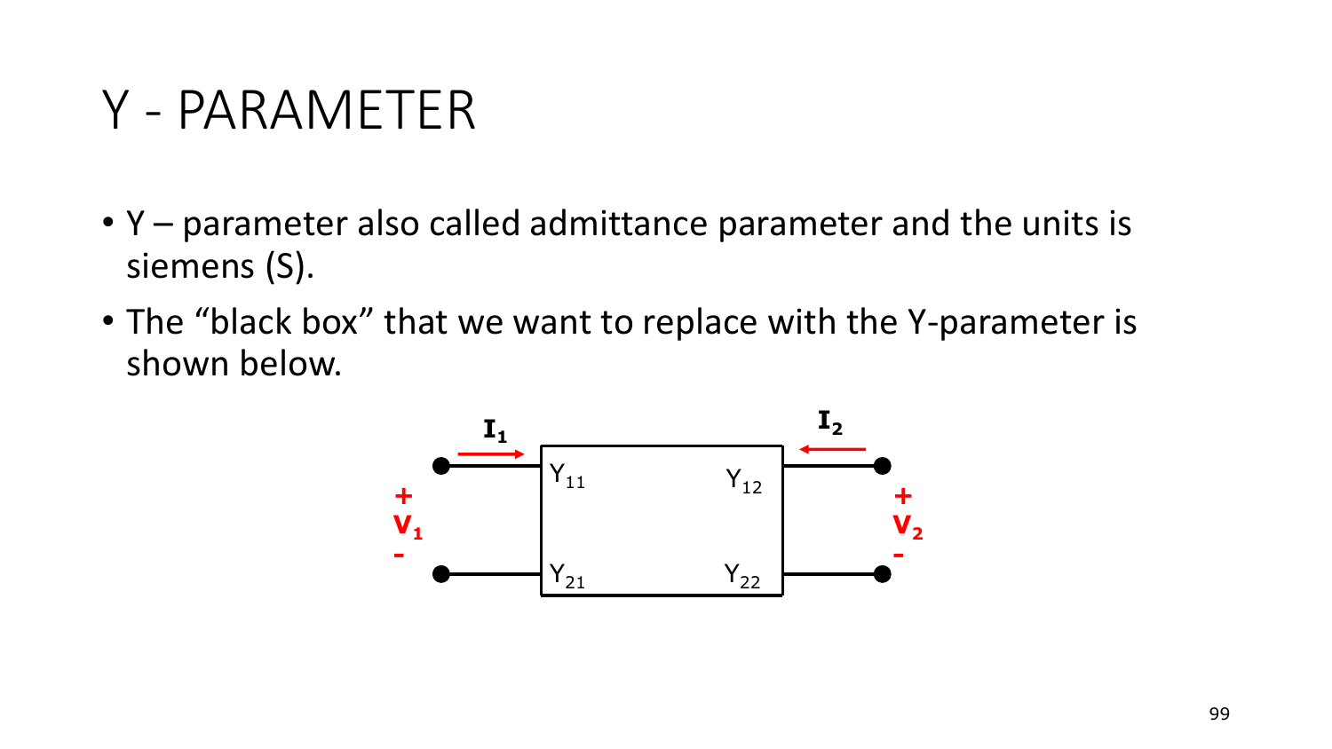# Y - PARAMETER

- Y – parameter also called admittance parameter and the units is siemens (S).
- The “black box” that we want to replace with the Y-parameter is shown below.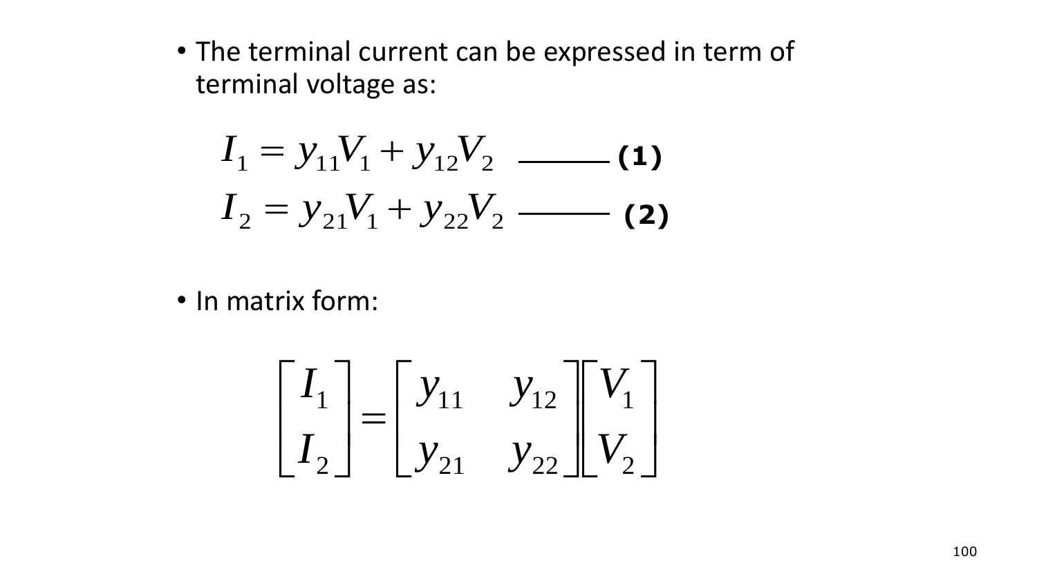- The terminal current can be expressed in term of terminal voltage as:

$$I_1 = y_{11}V_1 + y_{12}V_2 \quad \text{——— (1)}$$

$$I_2 = y_{21}V_1 + y_{22}V_2 \quad \text{——— (2)}$$

- In matrix form:

$$\begin{bmatrix} I_1 \\ I_2 \end{bmatrix} = \begin{bmatrix} y_{11} & y_{12} \\ y_{21} & y_{22} \end{bmatrix} \begin{bmatrix} V_1 \\ V_2 \end{bmatrix}$$